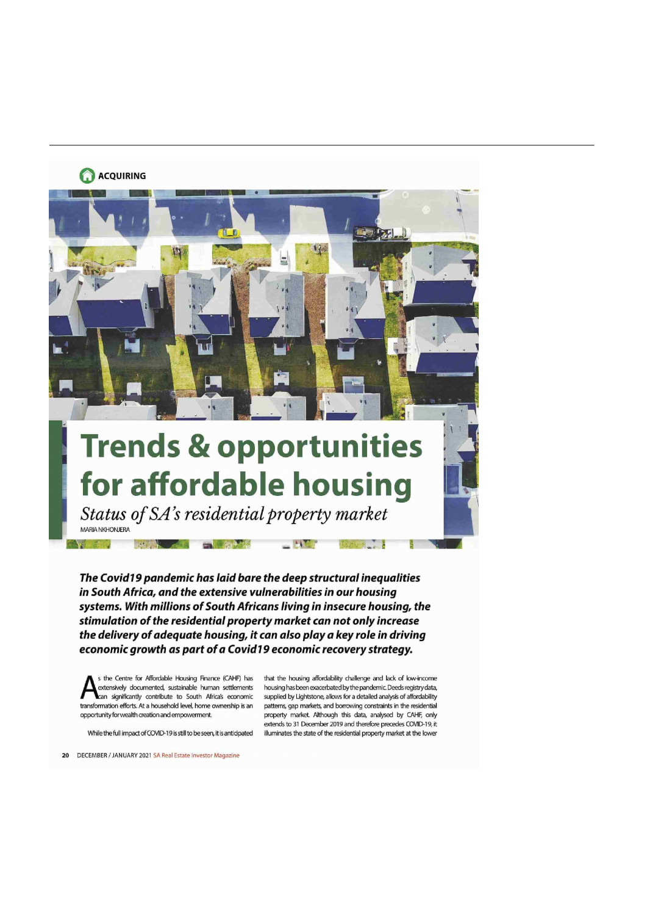ACQUIRING

# Trends & opportunities for affordable housing

*Status of SA's residential property market*

MARIA NKHONJERA

***The Covid19 pandemic has laid bare the deep structural inequalities in South Africa, and the extensive vulnerabilities in our housing systems. With millions of South Africans living in insecure housing, the stimulation of the residential property market can not only increase the delivery of adequate housing, it can also play a key role in driving economic growth as part of a Covid19 economic recovery strategy.***

As the Centre for Affordable Housing Finance (CAHF) has extensively documented, sustainable human settlements can significantly contribute to South Africa's economic transformation efforts. At a household level, home ownership is an opportunity for wealth creation and empowerment.

While the full impact of COVID-19 is still to be seen, it is anticipated that the housing affordability challenge and lack of low-income housing has been exacerbated by the pandemic. Deeds registry data, supplied by Lightstone, allows for a detailed analysis of affordability patterns, gap markets, and borrowing constraints in the residential property market. Although this data, analysed by CAHF, only extends to 31 December 2019 and therefore precedes COVID-19, it illuminates the state of the residential property market at the lower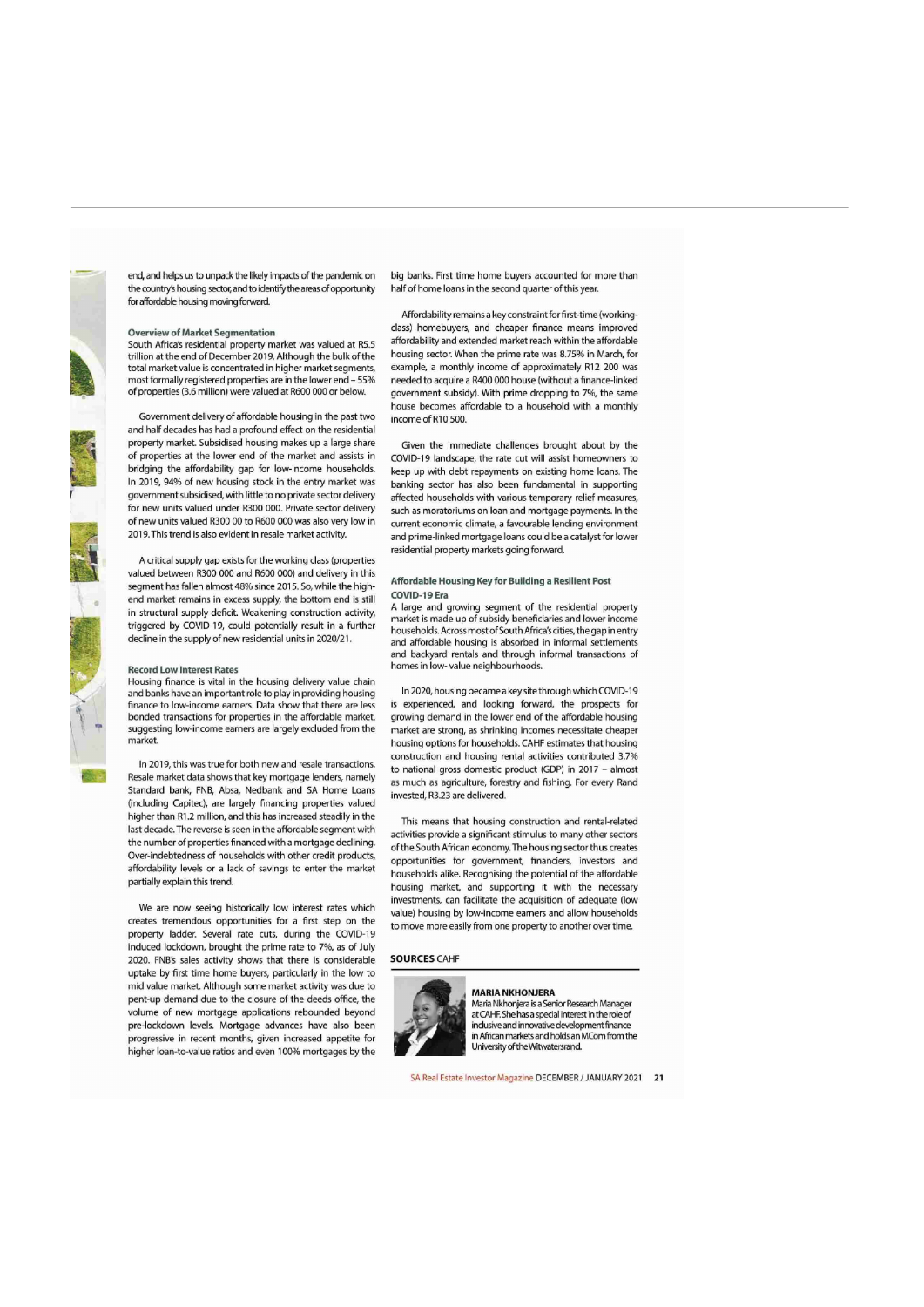end, and helps us to unpack the likely impacts of the pandemic on the country's housing sector, and to identify the areas of opportunity for affordable housing moving forward.

### Overview of Market Segmentation

South Africa's residential property market was valued at R5.5 trillion at the end of December 2019. Although the bulk of the total market value is concentrated in higher market segments, most formally registered properties are in the lower end – 55% of properties (3.6 million) were valued at R600 000 or below.

Government delivery of affordable housing in the past two and half decades has had a profound effect on the residential property market. Subsidised housing makes up a large share of properties at the lower end of the market and assists in bridging the affordability gap for low-income households. In 2019, 94% of new housing stock in the entry market was government subsidised, with little to no private sector delivery for new units valued under R300 000. Private sector delivery of new units valued R300 00 to R600 000 was also very low in 2019. This trend is also evident in resale market activity.

A critical supply gap exists for the working class (properties valued between R300 000 and R600 000) and delivery in this segment has fallen almost 48% since 2015. So, while the high-end market remains in excess supply, the bottom end is still in structural supply-deficit. Weakening construction activity, triggered by COVID-19, could potentially result in a further decline in the supply of new residential units in 2020/21.

### Record Low Interest Rates

Housing finance is vital in the housing delivery value chain and banks have an important role to play in providing housing finance to low-income earners. Data show that there are less bonded transactions for properties in the affordable market, suggesting low-income earners are largely excluded from the market.

In 2019, this was true for both new and resale transactions. Resale market data shows that key mortgage lenders, namely Standard bank, FNB, Absa, Nedbank and SA Home Loans (including Capitec), are largely financing properties valued higher than R1.2 million, and this has increased steadily in the last decade. The reverse is seen in the affordable segment with the number of properties financed with a mortgage declining. Over-indebtedness of households with other credit products, affordability levels or a lack of savings to enter the market partially explain this trend.

We are now seeing historically low interest rates which creates tremendous opportunities for a first step on the property ladder. Several rate cuts, during the COVID-19 induced lockdown, brought the prime rate to 7%, as of July 2020. FNB's sales activity shows that there is considerable uptake by first time home buyers, particularly in the low to mid value market. Although some market activity was due to pent-up demand due to the closure of the deeds office, the volume of new mortgage applications rebounded beyond pre-lockdown levels. Mortgage advances have also been progressive in recent months, given increased appetite for higher loan-to-value ratios and even 100% mortgages by the big banks. First time home buyers accounted for more than half of home loans in the second quarter of this year.

Affordability remains a key constraint for first-time (working-class) homebuyers, and cheaper finance means improved affordability and extended market reach within the affordable housing sector. When the prime rate was 8.75% in March, for example, a monthly income of approximately R12 200 was needed to acquire a R400 000 house (without a finance-linked government subsidy). With prime dropping to 7%, the same house becomes affordable to a household with a monthly income of R10 500.

Given the immediate challenges brought about by the COVID-19 landscape, the rate cut will assist homeowners to keep up with debt repayments on existing home loans. The banking sector has also been fundamental in supporting affected households with various temporary relief measures, such as moratoriums on loan and mortgage payments. In the current economic climate, a favourable lending environment and prime-linked mortgage loans could be a catalyst for lower residential property markets going forward.

### Affordable Housing Key for Building a Resilient Post COVID-19 Era

A large and growing segment of the residential property market is made up of subsidy beneficiaries and lower income households. Across most of South Africa's cities, the gap in entry and affordable housing is absorbed in informal settlements and backyard rentals and through informal transactions of homes in low- value neighbourhoods.

In 2020, housing became a key site through which COVID-19 is experienced, and looking forward, the prospects for growing demand in the lower end of the affordable housing market are strong, as shrinking incomes necessitate cheaper housing options for households. CAHF estimates that housing construction and housing rental activities contributed 3.7% to national gross domestic product (GDP) in 2017 – almost as much as agriculture, forestry and fishing. For every Rand invested, R3.23 are delivered.

This means that housing construction and rental-related activities provide a significant stimulus to many other sectors of the South African economy. The housing sector thus creates opportunities for government, financiers, investors and households alike. Recognising the potential of the affordable housing market, and supporting it with the necessary investments, can facilitate the acquisition of adequate (low value) housing by low-income earners and allow households to move more easily from one property to another over time.

**SOURCES** CAHF

**MARIA NKHONJERA**
Maria Nkhonjera is a Senior Research Manager at CAHF. She has a special interest in the role of inclusive and innovative development finance in African markets and holds an MCom from the University of the Witwatersrand.